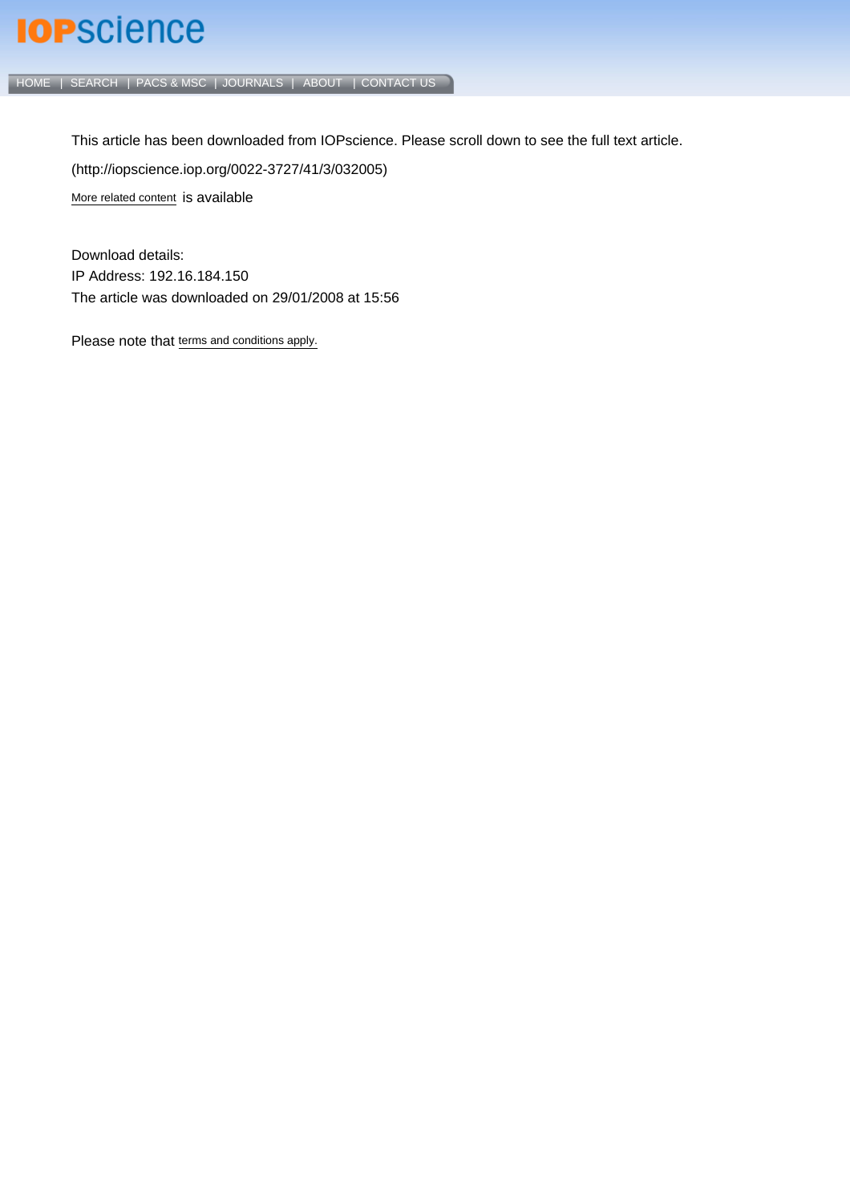This article has been downloaded from IOPscience. Please scroll down to see the full text article.

(http://iopscience.iop.org/0022-3727/41/3/032005)

More related content is available

Download details:

IP Address: 192.16.184.150

The article was downloaded on 29/01/2008 at 15:56

Please note that terms and conditions apply.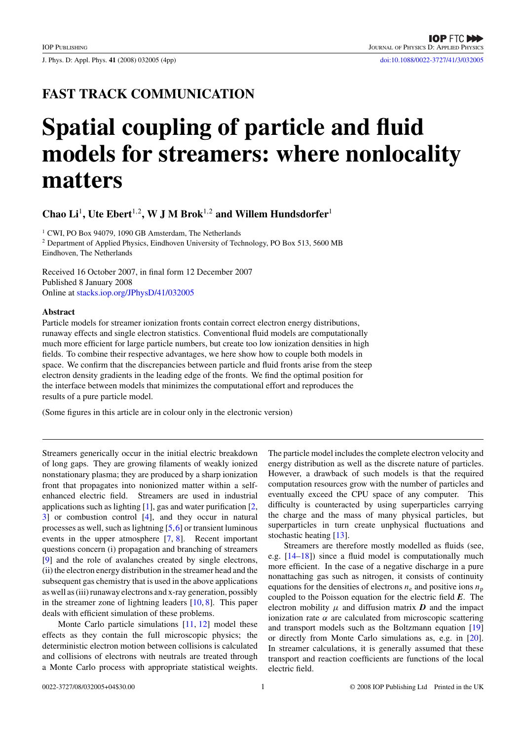FAST TRACK COMMUNICATION

# Spatial coupling of particle and fluid models for streamers: where nonlocality matters

**Chao Li**[1], **Ute Ebert**[1,2], **W J M Brok**[1,2] **and Willem Hundsdorfer**[1]

[1] CWI, PO Box 94079, 1090 GB Amsterdam, The Netherlands

[2] Department of Applied Physics, Eindhoven University of Technology, PO Box 513, 5600 MB Eindhoven, The Netherlands

Received 16 October 2007, in final form 12 December 2007
Published 8 January 2008
Online at stacks.iop.org/JPhysD/41/032005

### Abstract

Particle models for streamer ionization fronts contain correct electron energy distributions, runaway effects and single electron statistics. Conventional fluid models are computationally much more efficient for large particle numbers, but create too low ionization densities in high fields. To combine their respective advantages, we here show how to couple both models in space. We confirm that the discrepancies between particle and fluid fronts arise from the steep electron density gradients in the leading edge of the fronts. We find the optimal position for the interface between models that minimizes the computational effort and reproduces the results of a pure particle model.

(Some figures in this article are in colour only in the electronic version)

Streamers generically occur in the initial electric breakdown of long gaps. They are growing filaments of weakly ionized nonstationary plasma; they are produced by a sharp ionization front that propagates into nonionized matter within a self-enhanced electric field. Streamers are used in industrial applications such as lighting [1], gas and water purification [2, 3] or combustion control [4], and they occur in natural processes as well, such as lightning [5,6] or transient luminous events in the upper atmosphere [7, 8]. Recent important questions concern (i) propagation and branching of streamers [9] and the role of avalanches created by single electrons, (ii) the electron energy distribution in the streamer head and the subsequent gas chemistry that is used in the above applications as well as (iii) runaway electrons and x-ray generation, possibly in the streamer zone of lightning leaders [10, 8]. This paper deals with efficient simulation of these problems.

Monte Carlo particle simulations [11, 12] model these effects as they contain the full microscopic physics; the deterministic electron motion between collisions is calculated and collisions of electrons with neutrals are treated through a Monte Carlo process with appropriate statistical weights. The particle model includes the complete electron velocity and energy distribution as well as the discrete nature of particles. However, a drawback of such models is that the required computation resources grow with the number of particles and eventually exceed the CPU space of any computer. This difficulty is counteracted by using superparticles carrying the charge and the mass of many physical particles, but superparticles in turn create unphysical fluctuations and stochastic heating [13].

Streamers are therefore mostly modelled as fluids (see, e.g. [14–18]) since a fluid model is computationally much more efficient. In the case of a negative discharge in a pure nonattaching gas such as nitrogen, it consists of continuity equations for the densities of electrons $n_e$ and positive ions $n_p$ coupled to the Poisson equation for the electric field $\boldsymbol{E}$. The electron mobility $\mu$ and diffusion matrix $\boldsymbol{D}$ and the impact ionization rate $\alpha$ are calculated from microscopic scattering and transport models such as the Boltzmann equation [19] or directly from Monte Carlo simulations as, e.g. in [20]. In streamer calculations, it is generally assumed that these transport and reaction coefficients are functions of the local electric field.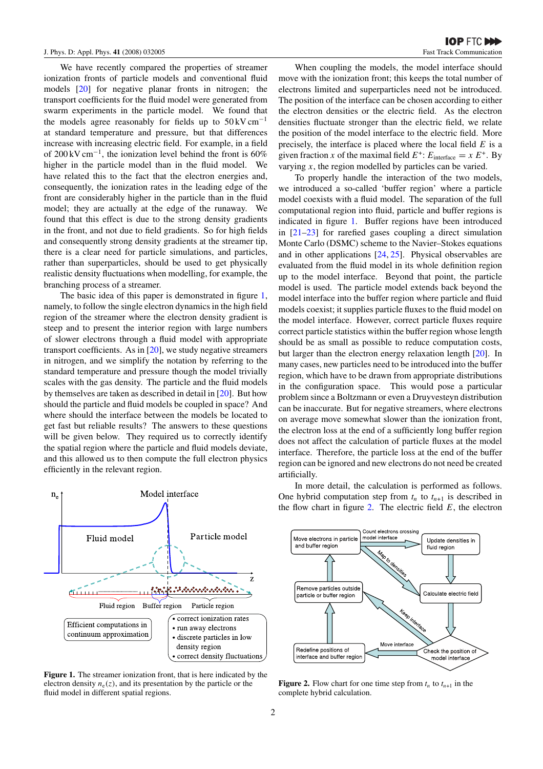We have recently compared the properties of streamer ionization fronts of particle models and conventional fluid models [20] for negative planar fronts in nitrogen; the transport coefficients for the fluid model were generated from swarm experiments in the particle model. We found that the models agree reasonably for fields up to $50\,\mathrm{kV\,cm^{-1}}$ at standard temperature and pressure, but that differences increase with increasing electric field. For example, in a field of $200\,\mathrm{kV\,cm^{-1}}$, the ionization level behind the front is 60% higher in the particle model than in the fluid model. We have related this to the fact that the electron energies and, consequently, the ionization rates in the leading edge of the front are considerably higher in the particle than in the fluid model; they are actually at the edge of the runaway. We found that this effect is due to the strong density gradients in the front, and not due to field gradients. So for high fields and consequently strong density gradients at the streamer tip, there is a clear need for particle simulations, and particles, rather than superparticles, should be used to get physically realistic density fluctuations when modelling, for example, the branching process of a streamer.

The basic idea of this paper is demonstrated in figure 1, namely, to follow the single electron dynamics in the high field region of the streamer where the electron density gradient is steep and to present the interior region with large numbers of slower electrons through a fluid model with appropriate transport coefficients. As in [20], we study negative streamers in nitrogen, and we simplify the notation by referring to the standard temperature and pressure though the model trivially scales with the gas density. The particle and the fluid models by themselves are taken as described in detail in [20]. But how should the particle and fluid models be coupled in space? And where should the interface between the models be located to get fast but reliable results? The answers to these questions will be given below. They required us to correctly identify the spatial region where the particle and fluid models deviate, and this allowed us to then compute the full electron physics efficiently in the relevant region.

**Figure 1.** The streamer ionization front, that is here indicated by the electron density $n_e(z)$, and its presentation by the particle or the fluid model in different spatial regions.

When coupling the models, the model interface should move with the ionization front; this keeps the total number of electrons limited and superparticles need not be introduced. The position of the interface can be chosen according to either the electron densities or the electric field. As the electron densities fluctuate stronger than the electric field, we relate the position of the model interface to the electric field. More precisely, the interface is placed where the local field $E$ is a given fraction $x$ of the maximal field $E^+$: $E_{\mathrm{interface}} = x\,E^+$. By varying $x$, the region modelled by particles can be varied.

To properly handle the interaction of the two models, we introduced a so-called 'buffer region' where a particle model coexists with a fluid model. The separation of the full computational region into fluid, particle and buffer regions is indicated in figure 1. Buffer regions have been introduced in [21–23] for rarefied gases coupling a direct simulation Monte Carlo (DSMC) scheme to the Navier–Stokes equations and in other applications [24, 25]. Physical observables are evaluated from the fluid model in its whole definition region up to the model interface. Beyond that point, the particle model is used. The particle model extends back beyond the model interface into the buffer region where particle and fluid models coexist; it supplies particle fluxes to the fluid model on the model interface. However, correct particle fluxes require correct particle statistics within the buffer region whose length should be as small as possible to reduce computation costs, but larger than the electron energy relaxation length [20]. In many cases, new particles need to be introduced into the buffer region, which have to be drawn from appropriate distributions in the configuration space. This would pose a particular problem since a Boltzmann or even a Druyvesteyn distribution can be inaccurate. But for negative streamers, where electrons on average move somewhat slower than the ionization front, the electron loss at the end of a sufficiently long buffer region does not affect the calculation of particle fluxes at the model interface. Therefore, the particle loss at the end of the buffer region can be ignored and new electrons do not need be created artificially.

In more detail, the calculation is performed as follows. One hybrid computation step from $t_n$ to $t_{n+1}$ is described in the flow chart in figure 2. The electric field $E$, the electron

**Figure 2.** Flow chart for one time step from $t_n$ to $t_{n+1}$ in the complete hybrid calculation.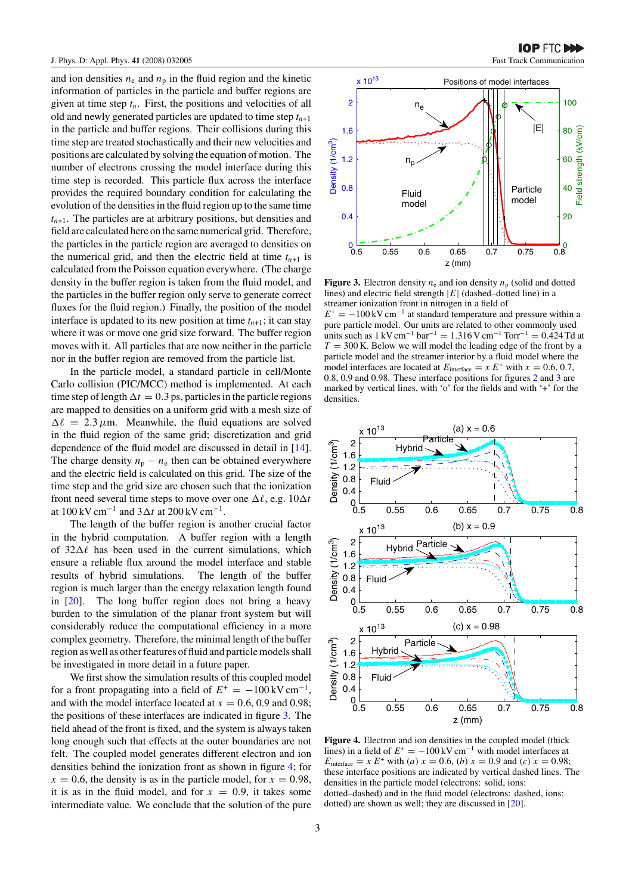and ion densities $n_e$ and $n_p$ in the fluid region and the kinetic information of particles in the particle and buffer regions are given at time step $t_n$. First, the positions and velocities of all old and newly generated particles are updated to time step $t_{n+1}$ in the particle and buffer regions. Their collisions during this time step are treated stochastically and their new velocities and positions are calculated by solving the equation of motion. The number of electrons crossing the model interface during this time step is recorded. This particle flux across the interface provides the required boundary condition for calculating the evolution of the densities in the fluid region up to the same time $t_{n+1}$. The particles are at arbitrary positions, but densities and field are calculated here on the same numerical grid. Therefore, the particles in the particle region are averaged to densities on the numerical grid, and then the electric field at time $t_{n+1}$ is calculated from the Poisson equation everywhere. (The charge density in the buffer region is taken from the fluid model, and the particles in the buffer region only serve to generate correct fluxes for the fluid region.) Finally, the position of the model interface is updated to its new position at time $t_{n+1}$; it can stay where it was or move one grid size forward. The buffer region moves with it. All particles that are now neither in the particle nor in the buffer region are removed from the particle list.

In the particle model, a standard particle in cell/Monte Carlo collision (PIC/MCC) method is implemented. At each time step of length $\Delta t = 0.3$ ps, particles in the particle regions are mapped to densities on a uniform grid with a mesh size of $\Delta\ell = 2.3\,\mu$m. Meanwhile, the fluid equations are solved in the fluid region of the same grid; discretization and grid dependence of the fluid model are discussed in detail in [14]. The charge density $n_p - n_e$ then can be obtained everywhere and the electric field is calculated on this grid. The size of the time step and the grid size are chosen such that the ionization front need several time steps to move over one $\Delta\ell$, e.g. $10\Delta t$ at 100 kV cm$^{-1}$ and $3\Delta t$ at 200 kV cm$^{-1}$.

The length of the buffer region is another crucial factor in the hybrid computation. A buffer region with a length of $32\Delta\ell$ has been used in the current simulations, which ensure a reliable flux around the model interface and stable results of hybrid simulations. The length of the buffer region is much larger than the energy relaxation length found in [20]. The long buffer region does not bring a heavy burden to the simulation of the planar front system but will considerably reduce the computational efficiency in a more complex geometry. Therefore, the minimal length of the buffer region as well as other features of fluid and particle models shall be investigated in more detail in a future paper.

We first show the simulation results of this coupled model for a front propagating into a field of $E^+ = -100$ kV cm$^{-1}$, and with the model interface located at $x = 0.6$, 0.9 and 0.98; the positions of these interfaces are indicated in figure 3. The field ahead of the front is fixed, and the system is always taken long enough such that effects at the outer boundaries are not felt. The coupled model generates different electron and ion densities behind the ionization front as shown in figure 4; for $x = 0.6$, the density is as in the particle model, for $x = 0.98$, it is as in the fluid model, and for $x = 0.9$, it takes some intermediate value. We conclude that the solution of the pure

**Figure 3.** Electron density $n_e$ and ion density $n_p$ (solid and dotted lines) and electric field strength $|E|$ (dashed–dotted line) in a streamer ionization front in nitrogen in a field of $E^+ = -100$ kV cm$^{-1}$ at standard temperature and pressure within a pure particle model. Our units are related to other commonly used units such as 1 kV cm$^{-1}$ bar$^{-1}$ = 1.316 V cm$^{-1}$ Torr$^{-1}$ = 0.424 Td at $T = 300$ K. Below we will model the leading edge of the front by a particle model and the streamer interior by a fluid model where the model interfaces are located at $E_{\text{interface}} = x\,E^+$ with $x = 0.6$, 0.7, 0.8, 0.9 and 0.98. These interface positions for figures 2 and 3 are marked by vertical lines, with 'o' for the fields and with '+' for the densities.

**Figure 4.** Electron and ion densities in the coupled model (thick lines) in a field of $E^+ = -100$ kV cm$^{-1}$ with model interfaces at $E_{\text{interface}} = x\,E^+$ with (*a*) $x = 0.6$, (*b*) $x = 0.9$ and (*c*) $x = 0.98$; these interface positions are indicated by vertical dashed lines. The densities in the particle model (electrons: solid, ions: dotted–dashed) and in the fluid model (electrons: dashed, ions: dotted) are shown as well; they are discussed in [20].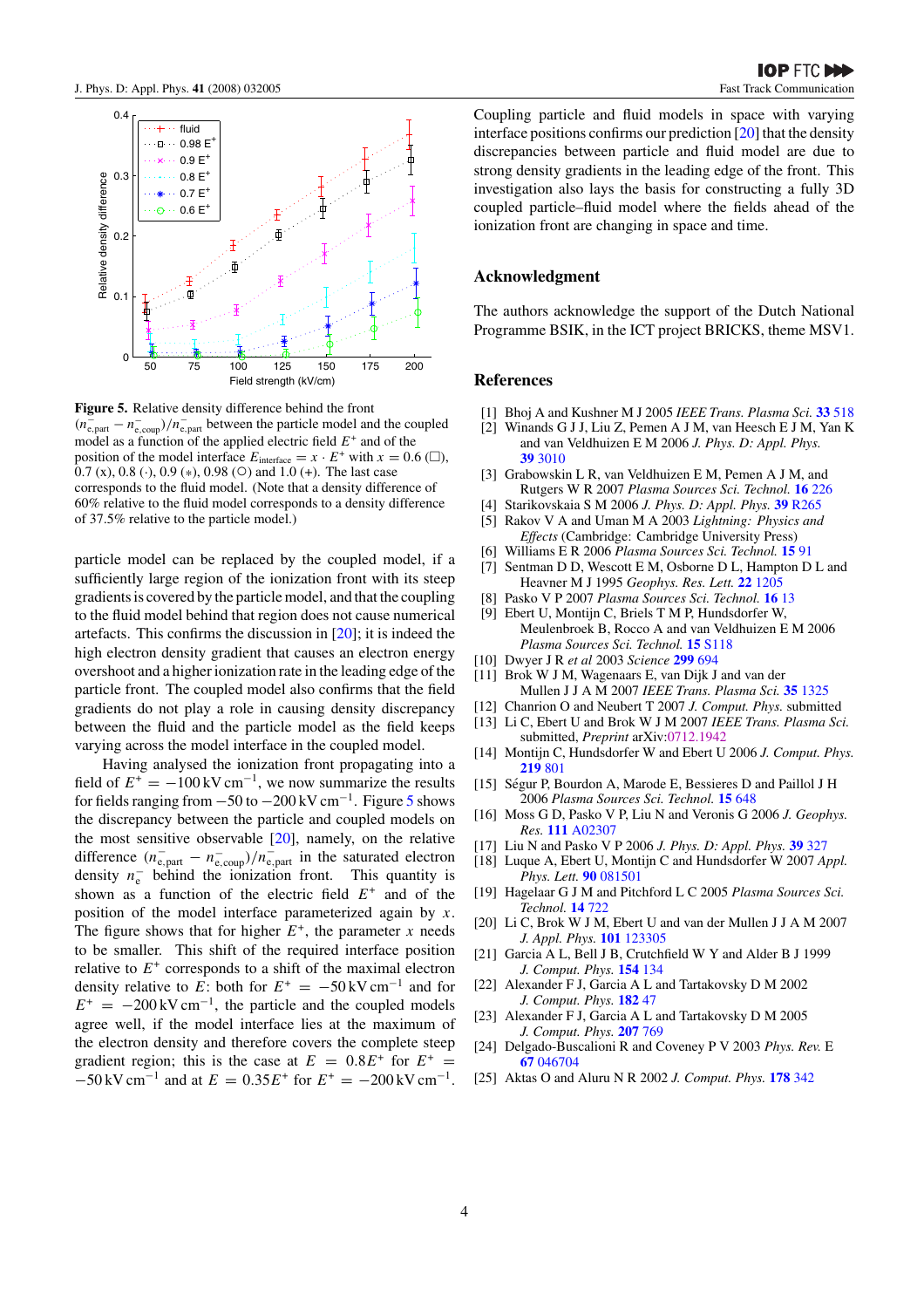0.4

0.3

0.2

0.1

0

Relative density difference

50 75 100 125 150 175 200

Field strength (kV/cm)

fluid

0.98 E+

0.9 E+

0.8 E+

0.7 E+

0.6 E+

**Figure 5.** Relative density difference behind the front $(n^-_{\rm e,part} - n^-_{\rm e,coup})/n^-_{\rm e,part}$ between the particle model and the coupled model as a function of the applied electric field $E^+$ and of the position of the model interface $E_{\rm interface} = x \cdot E^+$ with $x = 0.6$ (□), 0.7 (x), 0.8 (·), 0.9 (∗), 0.98 (○) and 1.0 (+). The last case corresponds to the fluid model. (Note that a density difference of 60% relative to the fluid model corresponds to a density difference of 37.5% relative to the particle model.)

particle model can be replaced by the coupled model, if a sufficiently large region of the ionization front with its steep gradients is covered by the particle model, and that the coupling to the fluid model behind that region does not cause numerical artefacts. This confirms the discussion in [20]; it is indeed the high electron density gradient that causes an electron energy overshoot and a higher ionization rate in the leading edge of the particle front. The coupled model also confirms that the field gradients do not play a role in causing density discrepancy between the fluid and the particle model as the field keeps varying across the model interface in the coupled model.

Having analysed the ionization front propagating into a field of $E^+ = -100\,\mathrm{kV\,cm^{-1}}$, we now summarize the results for fields ranging from $-50$ to $-200\,\mathrm{kV\,cm^{-1}}$. Figure 5 shows the discrepancy between the particle and coupled models on the most sensitive observable [20], namely, on the relative difference $(n^-_{\rm e,part} - n^-_{\rm e,coup})/n^-_{\rm e,part}$ in the saturated electron density $n^-_{\rm e}$ behind the ionization front. This quantity is shown as a function of the electric field $E^+$ and of the position of the model interface parameterized again by $x$. The figure shows that for higher $E^+$, the parameter $x$ needs to be smaller. This shift of the required interface position relative to $E^+$ corresponds to a shift of the maximal electron density relative to $E$: both for $E^+ = -50\,\mathrm{kV\,cm^{-1}}$ and for $E^+ = -200\,\mathrm{kV\,cm^{-1}}$, the particle and the coupled models agree well, if the model interface lies at the maximum of the electron density and therefore covers the complete steep gradient region; this is the case at $E = 0.8E^+$ for $E^+ = -50\,\mathrm{kV\,cm^{-1}}$ and at $E = 0.35E^+$ for $E^+ = -200\,\mathrm{kV\,cm^{-1}}$.

Coupling particle and fluid models in space with varying interface positions confirms our prediction [20] that the density discrepancies between particle and fluid model are due to strong density gradients in the leading edge of the front. This investigation also lays the basis for constructing a fully 3D coupled particle–fluid model where the fields ahead of the ionization front are changing in space and time.

## Acknowledgment

The authors acknowledge the support of the Dutch National Programme BSIK, in the ICT project BRICKS, theme MSV1.

## References

[1] Bhoj A and Kushner M J 2005 *IEEE Trans. Plasma Sci.* **33** 518

[2] Winands G J J, Liu Z, Pemen A J M, van Heesch E J M, Yan K and van Veldhuizen E M 2006 *J. Phys. D: Appl. Phys.* **39** 3010

[3] Grabowskin L R, van Veldhuizen E M, Pemen A J M, and Rutgers W R 2007 *Plasma Sources Sci. Technol.* **16** 226

[4] Starikovskaia S M 2006 *J. Phys. D: Appl. Phys.* **39** R265

[5] Rakov V A and Uman M A 2003 *Lightning: Physics and Effects* (Cambridge: Cambridge University Press)

[6] Williams E R 2006 *Plasma Sources Sci. Technol.* **15** 91

[7] Sentman D D, Wescott E M, Osborne D L, Hampton D L and Heavner M J 1995 *Geophys. Res. Lett.* **22** 1205

[8] Pasko V P 2007 *Plasma Sources Sci. Technol.* **16** 13

[9] Ebert U, Montijn C, Briels T M P, Hundsdorfer W, Meulenbroek B, Rocco A and van Veldhuizen E M 2006 *Plasma Sources Sci. Technol.* **15** S118

[10] Dwyer J R *et al* 2003 *Science* **299** 694

[11] Brok W J M, Wagenaars E, van Dijk J and van der Mullen J J A M 2007 *IEEE Trans. Plasma Sci.* **35** 1325

[12] Chanrion O and Neubert T 2007 *J. Comput. Phys.* submitted

[13] Li C, Ebert U and Brok W J M 2007 *IEEE Trans. Plasma Sci.* submitted, *Preprint* arXiv:0712.1942

[14] Montijn C, Hundsdorfer W and Ebert U 2006 *J. Comput. Phys.* **219** 801

[15] Ségur P, Bourdon A, Marode E, Bessieres D and Paillol J H 2006 *Plasma Sources Sci. Technol.* **15** 648

[16] Moss G D, Pasko V P, Liu N and Veronis G 2006 *J. Geophys. Res.* **111** A02307

[17] Liu N and Pasko V P 2006 *J. Phys. D: Appl. Phys.* **39** 327

[18] Luque A, Ebert U, Montijn C and Hundsdorfer W 2007 *Appl. Phys. Lett.* **90** 081501

[19] Hagelaar G J M and Pitchford L C 2005 *Plasma Sources Sci. Technol.* **14** 722

[20] Li C, Brok W J M, Ebert U and van der Mullen J J A M 2007 *J. Appl. Phys.* **101** 123305

[21] Garcia A L, Bell J B, Crutchfield W Y and Alder B J 1999 *J. Comput. Phys.* **154** 134

[22] Alexander F J, Garcia A L and Tartakovsky D M 2002 *J. Comput. Phys.* **182** 47

[23] Alexander F J, Garcia A L and Tartakovsky D M 2005 *J. Comput. Phys.* **207** 769

[24] Delgado-Buscalioni R and Coveney P V 2003 *Phys. Rev.* E **67** 046704

[25] Aktas O and Aluru N R 2002 *J. Comput. Phys.* **178** 342